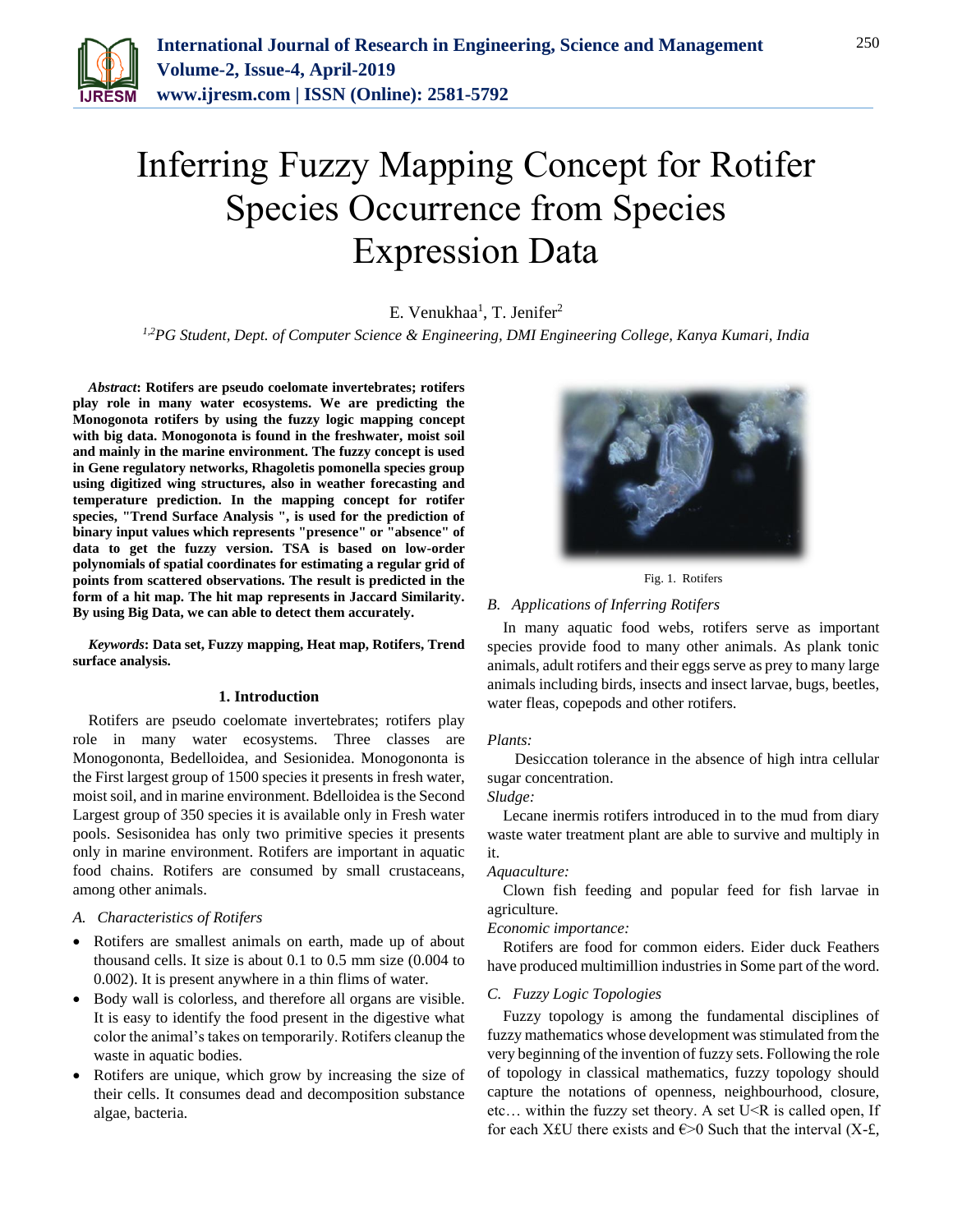# Inferring Fuzzy Mapping Concept for Rotifer Species Occurrence from Species Expression Data

E. Venukhaa[1], T. Jenifer[2]

[1,2]*PG Student, Dept. of Computer Science & Engineering, DMI Engineering College, Kanya Kumari, India*

***Abstract*: Rotifers are pseudo coelomate invertebrates; rotifers play role in many water ecosystems. We are predicting the Monogonota rotifers by using the fuzzy logic mapping concept with big data. Monogonota is found in the freshwater, moist soil and mainly in the marine environment. The fuzzy concept is used in Gene regulatory networks, Rhagoletis pomonella species group using digitized wing structures, also in weather forecasting and temperature prediction. In the mapping concept for rotifer species, "Trend Surface Analysis ", is used for the prediction of binary input values which represents "presence" or "absence" of data to get the fuzzy version. TSA is based on low-order polynomials of spatial coordinates for estimating a regular grid of points from scattered observations. The result is predicted in the form of a hit map. The hit map represents in Jaccard Similarity. By using Big Data, we can able to detect them accurately.**

***Keywords*: Data set, Fuzzy mapping, Heat map, Rotifers, Trend surface analysis.**

## 1. Introduction

Rotifers are pseudo coelomate invertebrates; rotifers play role in many water ecosystems. Three classes are Monogononta, Bedelloidea, and Sesionidea. Monogononta is the First largest group of 1500 species it presents in fresh water, moist soil, and in marine environment. Bdelloidea is the Second Largest group of 350 species it is available only in Fresh water pools. Sesisonidea has only two primitive species it presents only in marine environment. Rotifers are important in aquatic food chains. Rotifers are consumed by small crustaceans, among other animals.

### *A. Characteristics of Rotifers*

- Rotifers are smallest animals on earth, made up of about thousand cells. It size is about 0.1 to 0.5 mm size (0.004 to 0.002). It is present anywhere in a thin flims of water.
- Body wall is colorless, and therefore all organs are visible. It is easy to identify the food present in the digestive what color the animal's takes on temporarily. Rotifers cleanup the waste in aquatic bodies.
- Rotifers are unique, which grow by increasing the size of their cells. It consumes dead and decomposition substance algae, bacteria.

Fig. 1. Rotifers

### *B. Applications of Inferring Rotifers*

In many aquatic food webs, rotifers serve as important species provide food to many other animals. As plank tonic animals, adult rotifers and their eggs serve as prey to many large animals including birds, insects and insect larvae, bugs, beetles, water fleas, copepods and other rotifers.

*Plants:*

Desiccation tolerance in the absence of high intra cellular sugar concentration.

*Sludge:*

Lecane inermis rotifers introduced in to the mud from diary waste water treatment plant are able to survive and multiply in it.

*Aquaculture:*

Clown fish feeding and popular feed for fish larvae in agriculture.

*Economic importance:*

Rotifers are food for common eiders. Eider duck Feathers have produced multimillion industries in Some part of the word.

### *C. Fuzzy Logic Topologies*

Fuzzy topology is among the fundamental disciplines of fuzzy mathematics whose development was stimulated from the very beginning of the invention of fuzzy sets. Following the role of topology in classical mathematics, fuzzy topology should capture the notations of openness, neighbourhood, closure, etc… within the fuzzy set theory. A set U<R is called open, If for each X£U there exists and €>0 Such that the interval (X-£,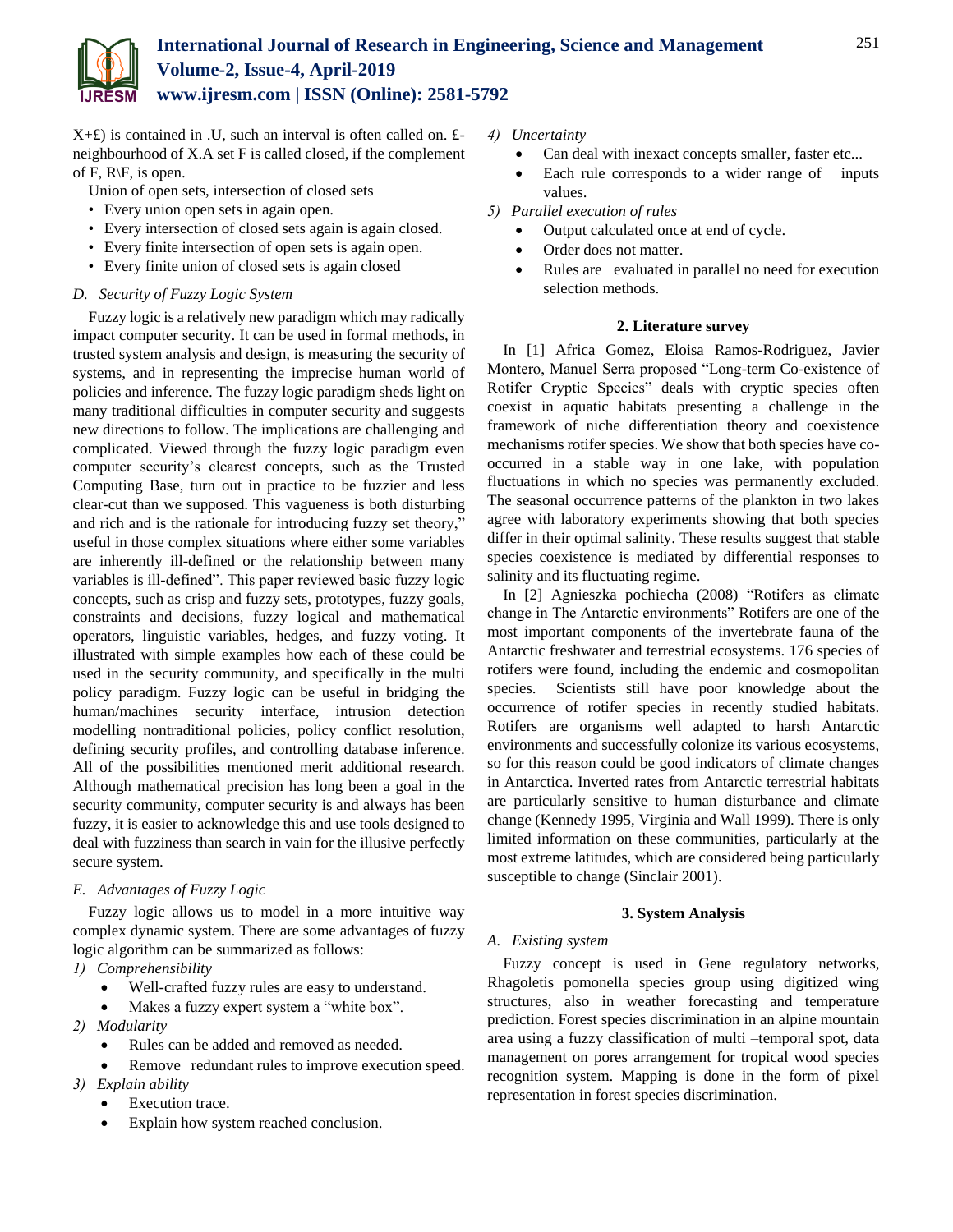X+£) is contained in .U, such an interval is often called on. £-neighbourhood of X.A set F is called closed, if the complement of F, R\F, is open.

Union of open sets, intersection of closed sets

- Every union open sets in again open.
- Every intersection of closed sets again is again closed.
- Every finite intersection of open sets is again open.
- Every finite union of closed sets is again closed

### D. Security of Fuzzy Logic System

Fuzzy logic is a relatively new paradigm which may radically impact computer security. It can be used in formal methods, in trusted system analysis and design, is measuring the security of systems, and in representing the imprecise human world of policies and inference. The fuzzy logic paradigm sheds light on many traditional difficulties in computer security and suggests new directions to follow. The implications are challenging and complicated. Viewed through the fuzzy logic paradigm even computer security's clearest concepts, such as the Trusted Computing Base, turn out in practice to be fuzzier and less clear-cut than we supposed. This vagueness is both disturbing and rich and is the rationale for introducing fuzzy set theory," useful in those complex situations where either some variables are inherently ill-defined or the relationship between many variables is ill-defined". This paper reviewed basic fuzzy logic concepts, such as crisp and fuzzy sets, prototypes, fuzzy goals, constraints and decisions, fuzzy logical and mathematical operators, linguistic variables, hedges, and fuzzy voting. It illustrated with simple examples how each of these could be used in the security community, and specifically in the multi policy paradigm. Fuzzy logic can be useful in bridging the human/machines security interface, intrusion detection modelling nontraditional policies, policy conflict resolution, defining security profiles, and controlling database inference. All of the possibilities mentioned merit additional research. Although mathematical precision has long been a goal in the security community, computer security is and always has been fuzzy, it is easier to acknowledge this and use tools designed to deal with fuzziness than search in vain for the illusive perfectly secure system.

### E. Advantages of Fuzzy Logic

Fuzzy logic allows us to model in a more intuitive way complex dynamic system. There are some advantages of fuzzy logic algorithm can be summarized as follows:

*1) Comprehensibility*

- Well-crafted fuzzy rules are easy to understand.
- Makes a fuzzy expert system a "white box".

*2) Modularity*

- Rules can be added and removed as needed.
- Remove redundant rules to improve execution speed.

*3) Explain ability*

- Execution trace.
- Explain how system reached conclusion.

*4) Uncertainty*

- Can deal with inexact concepts smaller, faster etc...
- Each rule corresponds to a wider range of inputs values.

*5) Parallel execution of rules*

- Output calculated once at end of cycle.
- Order does not matter.
- Rules are evaluated in parallel no need for execution selection methods.

## 2. Literature survey

In [1] Africa Gomez, Eloisa Ramos-Rodriguez, Javier Montero, Manuel Serra proposed "Long-term Co-existence of Rotifer Cryptic Species" deals with cryptic species often coexist in aquatic habitats presenting a challenge in the framework of niche differentiation theory and coexistence mechanisms rotifer species. We show that both species have co-occurred in a stable way in one lake, with population fluctuations in which no species was permanently excluded. The seasonal occurrence patterns of the plankton in two lakes agree with laboratory experiments showing that both species differ in their optimal salinity. These results suggest that stable species coexistence is mediated by differential responses to salinity and its fluctuating regime.

In [2] Agnieszka pochiecha (2008) "Rotifers as climate change in The Antarctic environments" Rotifers are one of the most important components of the invertebrate fauna of the Antarctic freshwater and terrestrial ecosystems. 176 species of rotifers were found, including the endemic and cosmopolitan species. Scientists still have poor knowledge about the occurrence of rotifer species in recently studied habitats. Rotifers are organisms well adapted to harsh Antarctic environments and successfully colonize its various ecosystems, so for this reason could be good indicators of climate changes in Antarctica. Inverted rates from Antarctic terrestrial habitats are particularly sensitive to human disturbance and climate change (Kennedy 1995, Virginia and Wall 1999). There is only limited information on these communities, particularly at the most extreme latitudes, which are considered being particularly susceptible to change (Sinclair 2001).

## 3. System Analysis

### A. Existing system

Fuzzy concept is used in Gene regulatory networks, Rhagoletis pomonella species group using digitized wing structures, also in weather forecasting and temperature prediction. Forest species discrimination in an alpine mountain area using a fuzzy classification of multi –temporal spot, data management on pores arrangement for tropical wood species recognition system. Mapping is done in the form of pixel representation in forest species discrimination.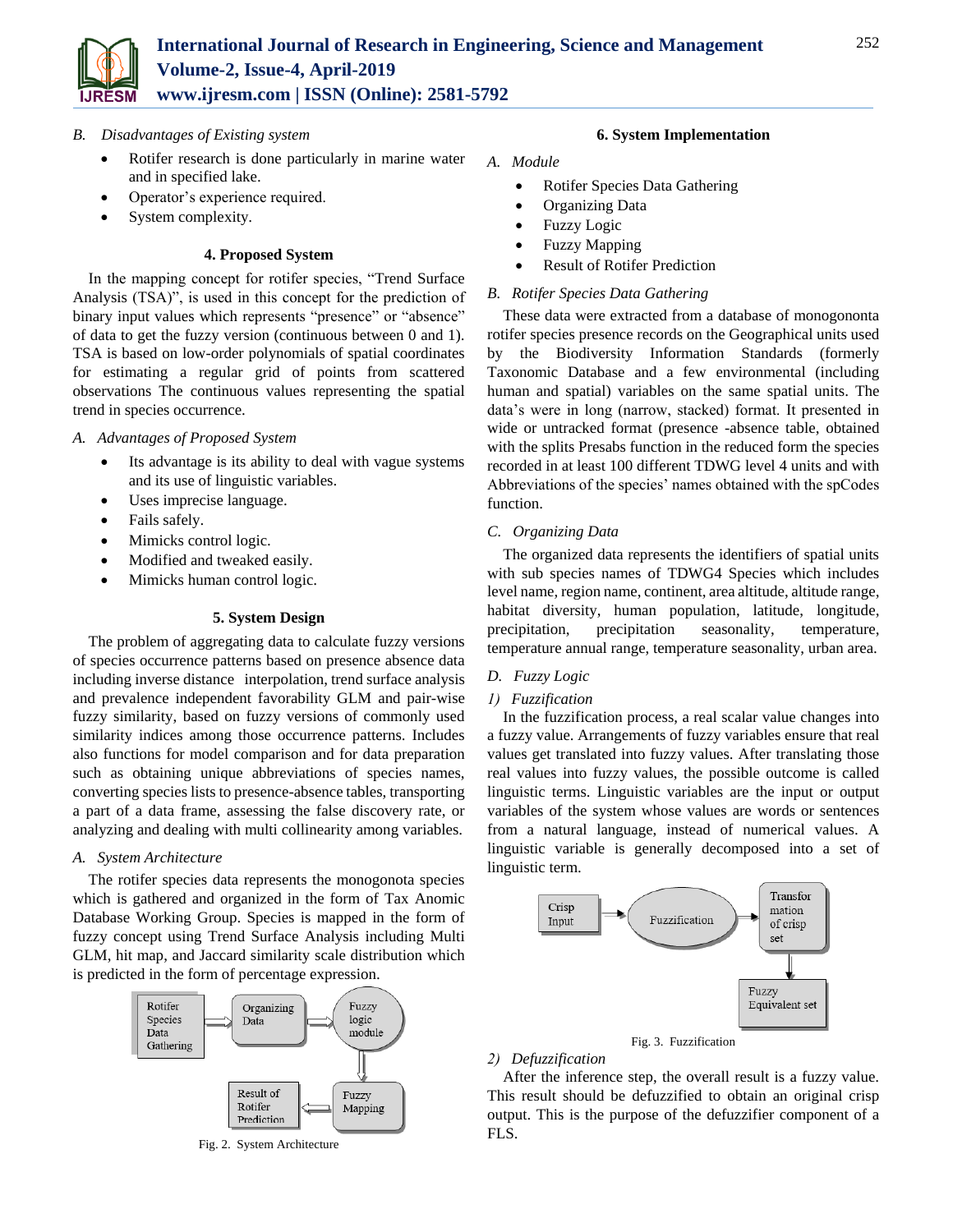### B. Disadvantages of Existing system

- Rotifer research is done particularly in marine water and in specified lake.
- Operator's experience required.
- System complexity.

## 4. Proposed System

In the mapping concept for rotifer species, "Trend Surface Analysis (TSA)", is used in this concept for the prediction of binary input values which represents "presence" or "absence" of data to get the fuzzy version (continuous between 0 and 1). TSA is based on low-order polynomials of spatial coordinates for estimating a regular grid of points from scattered observations The continuous values representing the spatial trend in species occurrence.

### A. Advantages of Proposed System

- Its advantage is its ability to deal with vague systems and its use of linguistic variables.
- Uses imprecise language.
- Fails safely.
- Mimicks control logic.
- Modified and tweaked easily.
- Mimicks human control logic.

## 5. System Design

The problem of aggregating data to calculate fuzzy versions of species occurrence patterns based on presence absence data including inverse distance interpolation, trend surface analysis and prevalence independent favorability GLM and pair-wise fuzzy similarity, based on fuzzy versions of commonly used similarity indices among those occurrence patterns. Includes also functions for model comparison and for data preparation such as obtaining unique abbreviations of species names, converting species lists to presence-absence tables, transporting a part of a data frame, assessing the false discovery rate, or analyzing and dealing with multi collinearity among variables.

### A. System Architecture

The rotifer species data represents the monogonota species which is gathered and organized in the form of Tax Anomic Database Working Group. Species is mapped in the form of fuzzy concept using Trend Surface Analysis including Multi GLM, hit map, and Jaccard similarity scale distribution which is predicted in the form of percentage expression.

Rotifer Species Data Gathering
Organizing Data
Fuzzy logic module
Fuzzy Mapping
Result of Rotifer Prediction

Fig. 2. System Architecture

## 6. System Implementation

### A. Module

- Rotifer Species Data Gathering
- Organizing Data
- Fuzzy Logic
- Fuzzy Mapping
- Result of Rotifer Prediction

### B. Rotifer Species Data Gathering

These data were extracted from a database of monogononta rotifer species presence records on the Geographical units used by the Biodiversity Information Standards (formerly Taxonomic Database and a few environmental (including human and spatial) variables on the same spatial units. The data's were in long (narrow, stacked) format. It presented in wide or untracked format (presence -absence table, obtained with the splits Presabs function in the reduced form the species recorded in at least 100 different TDWG level 4 units and with Abbreviations of the species' names obtained with the spCodes function.

### C. Organizing Data

The organized data represents the identifiers of spatial units with sub species names of TDWG4 Species which includes level name, region name, continent, area altitude, altitude range, habitat diversity, human population, latitude, longitude, precipitation, precipitation seasonality, temperature, temperature annual range, temperature seasonality, urban area.

### D. Fuzzy Logic

#### 1) Fuzzification

In the fuzzification process, a real scalar value changes into a fuzzy value. Arrangements of fuzzy variables ensure that real values get translated into fuzzy values. After translating those real values into fuzzy values, the possible outcome is called linguistic terms. Linguistic variables are the input or output variables of the system whose values are words or sentences from a natural language, instead of numerical values. A linguistic variable is generally decomposed into a set of linguistic term.

Crisp Input
Fuzzification
Transformation of crisp set
Fuzzy Equivalent set

Fig. 3. Fuzzification

#### 2) Defuzzification

After the inference step, the overall result is a fuzzy value. This result should be defuzzified to obtain an original crisp output. This is the purpose of the defuzzifier component of a FLS.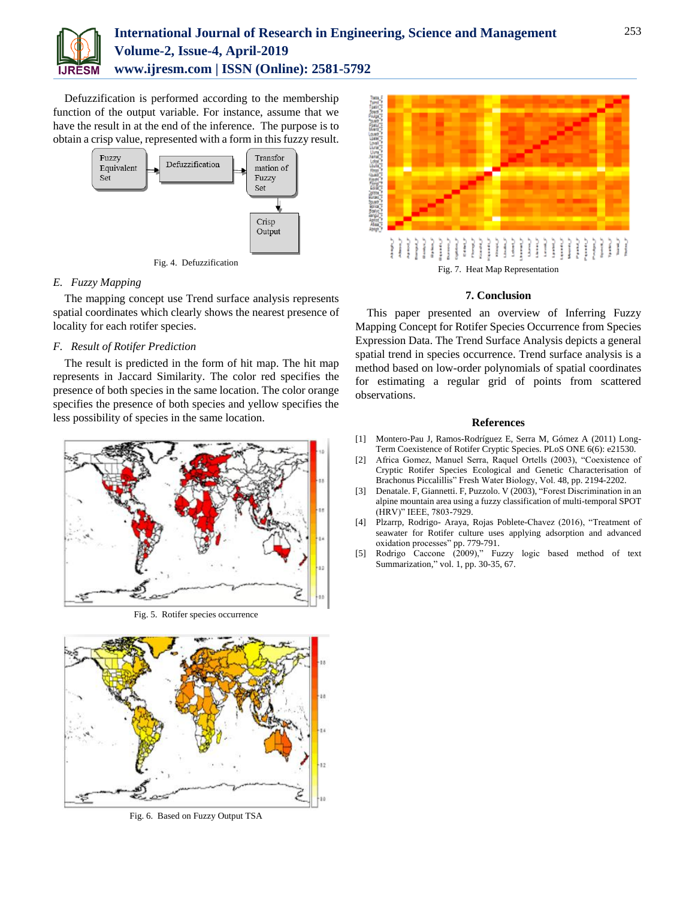Defuzzification is performed according to the membership function of the output variable. For instance, assume that we have the result in at the end of the inference. The purpose is to obtain a crisp value, represented with a form in this fuzzy result.

Fuzzy Equivalent Set

Defuzzification

Transformation of Fuzzy Set

Crisp Output

Fig. 4. Defuzzification

### *E. Fuzzy Mapping*

The mapping concept use Trend surface analysis represents spatial coordinates which clearly shows the nearest presence of locality for each rotifer species.

### *F. Result of Rotifer Prediction*

The result is predicted in the form of hit map. The hit map represents in Jaccard Similarity. The color red specifies the presence of both species in the same location. The color orange specifies the presence of both species and yellow specifies the less possibility of species in the same location.

Fig. 5. Rotifer species occurrence

Fig. 6. Based on Fuzzy Output TSA

Fig. 7. Heat Map Representation

## 7. Conclusion

This paper presented an overview of Inferring Fuzzy Mapping Concept for Rotifer Species Occurrence from Species Expression Data. The Trend Surface Analysis depicts a general spatial trend in species occurrence. Trend surface analysis is a method based on low-order polynomials of spatial coordinates for estimating a regular grid of points from scattered observations.

## References

[1] Montero-Pau J, Ramos-Rodríguez E, Serra M, Gómez A (2011) Long-Term Coexistence of Rotifer Cryptic Species. PLoS ONE 6(6): e21530.

[2] Africa Gomez, Manuel Serra, Raquel Ortells (2003), "Coexistence of Cryptic Rotifer Species Ecological and Genetic Characterisation of Brachonus Piccalillis" Fresh Water Biology, Vol. 48, pp. 2194-2202.

[3] Denatale. F, Giannetti. F, Puzzolo. V (2003), "Forest Discrimination in an alpine mountain area using a fuzzy classification of multi-temporal SPOT (HRV)" IEEE, 7803-7929.

[4] Plzarrp, Rodrigo- Araya, Rojas Poblete-Chavez (2016), "Treatment of seawater for Rotifer culture uses applying adsorption and advanced oxidation processes" pp. 779-791.

[5] Rodrigo Caccone (2009)," Fuzzy logic based method of text Summarization," vol. 1, pp. 30-35, 67.